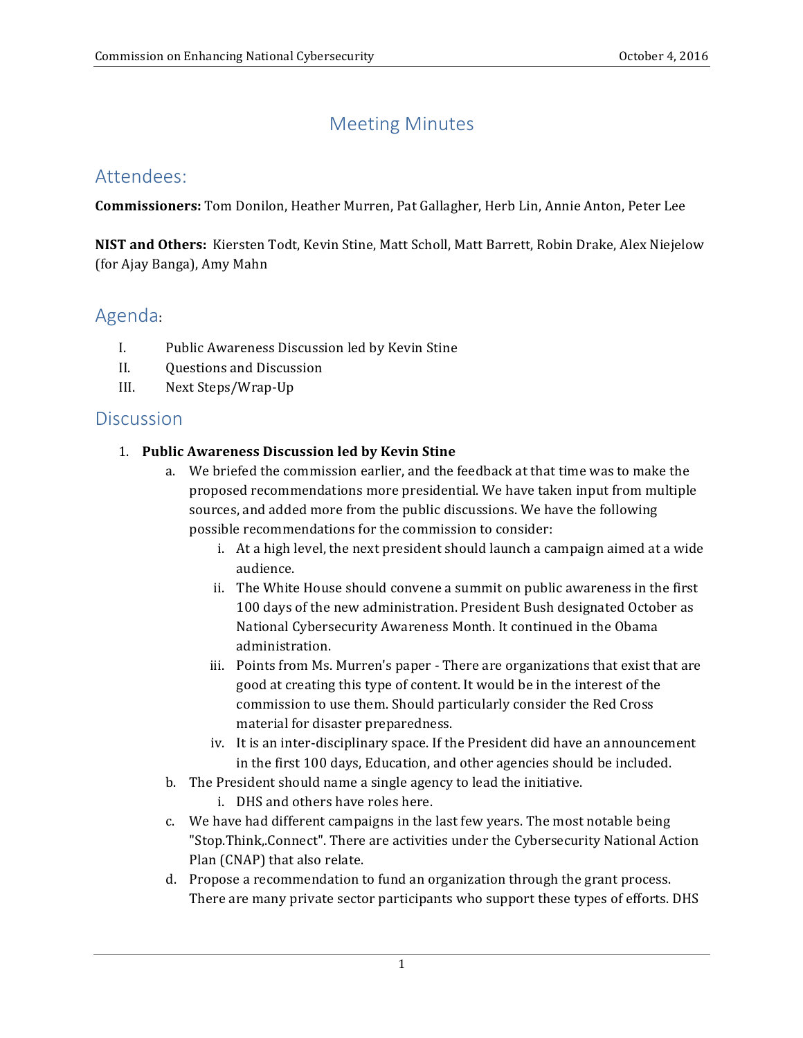# Meeting Minutes

## Attendees:

**Commissioners:** Tom Donilon, Heather Murren, Pat Gallagher, Herb Lin, Annie Anton, Peter Lee

**NIST and Others:** Kiersten Todt, Kevin Stine, Matt Scholl, Matt Barrett, Robin Drake, Alex Niejelow (for Ajay Banga), Amy Mahn

## Agenda:

I. Public Awareness Discussion led by Kevin Stine
II. Questions and Discussion
III. Next Steps/Wrap-Up

## Discussion

1. **Public Awareness Discussion led by Kevin Stine**
    a. We briefed the commission earlier, and the feedback at that time was to make the proposed recommendations more presidential. We have taken input from multiple sources, and added more from the public discussions. We have the following possible recommendations for the commission to consider:
        i. At a high level, the next president should launch a campaign aimed at a wide audience.
        ii. The White House should convene a summit on public awareness in the first 100 days of the new administration. President Bush designated October as National Cybersecurity Awareness Month. It continued in the Obama administration.
        iii. Points from Ms. Murren's paper - There are organizations that exist that are good at creating this type of content. It would be in the interest of the commission to use them. Should particularly consider the Red Cross material for disaster preparedness.
        iv. It is an inter-disciplinary space. If the President did have an announcement in the first 100 days, Education, and other agencies should be included.
    b. The President should name a single agency to lead the initiative.
        i. DHS and others have roles here.
    c. We have had different campaigns in the last few years. The most notable being "Stop.Think,.Connect". There are activities under the Cybersecurity National Action Plan (CNAP) that also relate.
    d. Propose a recommendation to fund an organization through the grant process. There are many private sector participants who support these types of efforts. DHS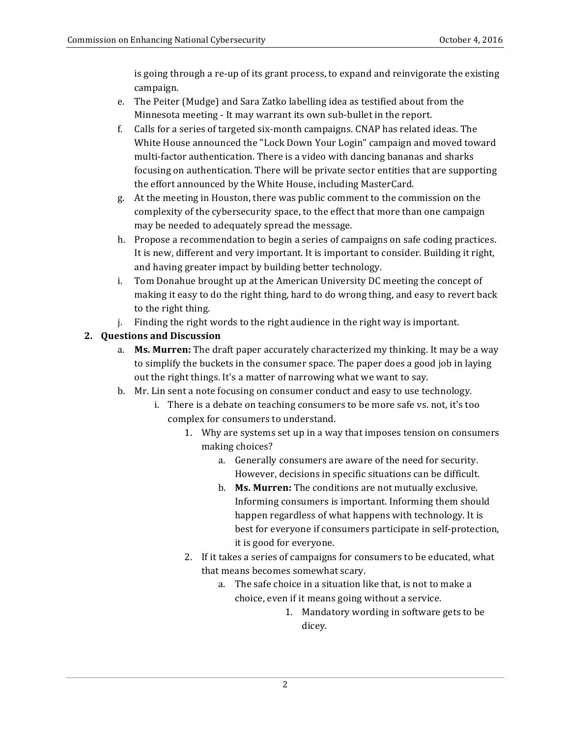is going through a re-up of its grant process, to expand and reinvigorate the existing campaign.

e. The Peiter (Mudge) and Sara Zatko labelling idea as testified about from the Minnesota meeting - It may warrant its own sub-bullet in the report.

f. Calls for a series of targeted six-month campaigns. CNAP has related ideas. The White House announced the "Lock Down Your Login" campaign and moved toward multi-factor authentication. There is a video with dancing bananas and sharks focusing on authentication. There will be private sector entities that are supporting the effort announced by the White House, including MasterCard.

g. At the meeting in Houston, there was public comment to the commission on the complexity of the cybersecurity space, to the effect that more than one campaign may be needed to adequately spread the message.

h. Propose a recommendation to begin a series of campaigns on safe coding practices. It is new, different and very important. It is important to consider. Building it right, and having greater impact by building better technology.

i. Tom Donahue brought up at the American University DC meeting the concept of making it easy to do the right thing, hard to do wrong thing, and easy to revert back to the right thing.

j. Finding the right words to the right audience in the right way is important.

**2. Questions and Discussion**

a. **Ms. Murren:** The draft paper accurately characterized my thinking. It may be a way to simplify the buckets in the consumer space. The paper does a good job in laying out the right things. It's a matter of narrowing what we want to say.

b. Mr. Lin sent a note focusing on consumer conduct and easy to use technology.

   i. There is a debate on teaching consumers to be more safe vs. not, it's too complex for consumers to understand.

      1. Why are systems set up in a way that imposes tension on consumers making choices?

         a. Generally consumers are aware of the need for security. However, decisions in specific situations can be difficult.

         b. **Ms. Murren:** The conditions are not mutually exclusive. Informing consumers is important. Informing them should happen regardless of what happens with technology. It is best for everyone if consumers participate in self-protection, it is good for everyone.

      2. If it takes a series of campaigns for consumers to be educated, what that means becomes somewhat scary.

         a. The safe choice in a situation like that, is not to make a choice, even if it means going without a service.

            1. Mandatory wording in software gets to be dicey.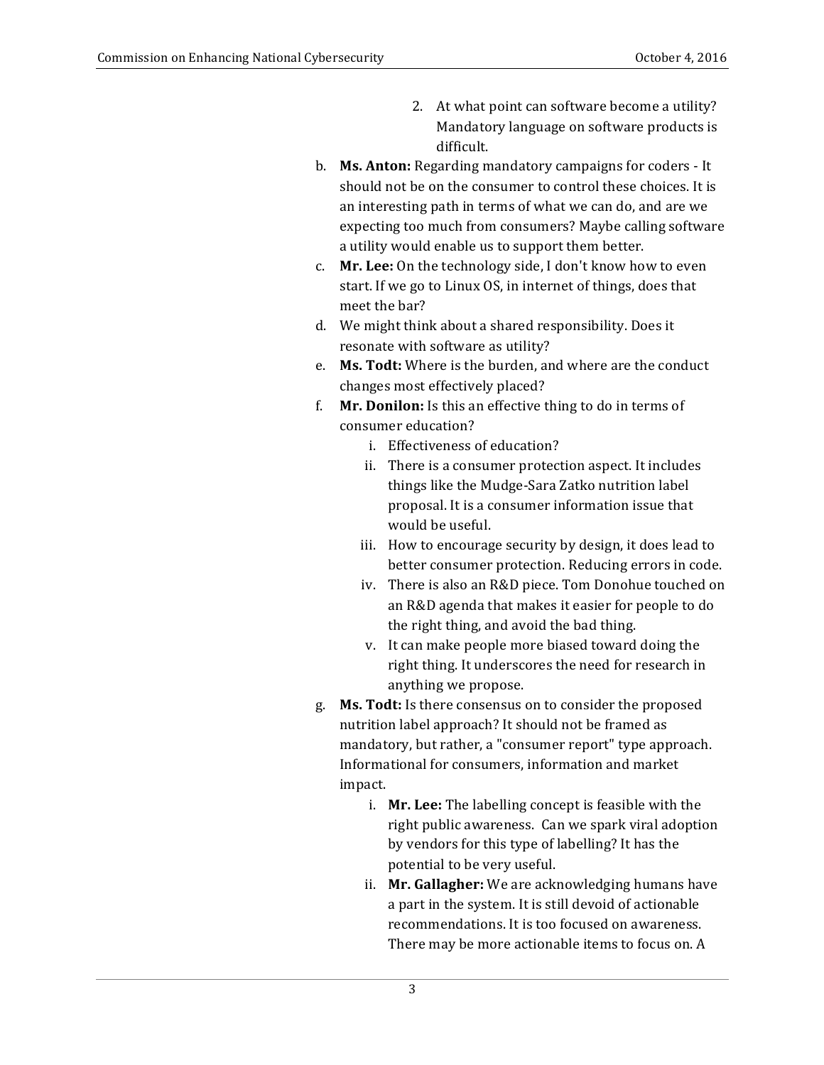2. At what point can software become a utility? Mandatory language on software products is difficult.

b. **Ms. Anton:** Regarding mandatory campaigns for coders - It should not be on the consumer to control these choices. It is an interesting path in terms of what we can do, and are we expecting too much from consumers? Maybe calling software a utility would enable us to support them better.

c. **Mr. Lee:** On the technology side, I don't know how to even start. If we go to Linux OS, in internet of things, does that meet the bar?

d. We might think about a shared responsibility. Does it resonate with software as utility?

e. **Ms. Todt:** Where is the burden, and where are the conduct changes most effectively placed?

f. **Mr. Donilon:** Is this an effective thing to do in terms of consumer education?

   i. Effectiveness of education?

   ii. There is a consumer protection aspect. It includes things like the Mudge-Sara Zatko nutrition label proposal. It is a consumer information issue that would be useful.

   iii. How to encourage security by design, it does lead to better consumer protection. Reducing errors in code.

   iv. There is also an R&D piece. Tom Donohue touched on an R&D agenda that makes it easier for people to do the right thing, and avoid the bad thing.

   v. It can make people more biased toward doing the right thing. It underscores the need for research in anything we propose.

g. **Ms. Todt:** Is there consensus on to consider the proposed nutrition label approach? It should not be framed as mandatory, but rather, a "consumer report" type approach. Informational for consumers, information and market impact.

   i. **Mr. Lee:** The labelling concept is feasible with the right public awareness. Can we spark viral adoption by vendors for this type of labelling? It has the potential to be very useful.

   ii. **Mr. Gallagher:** We are acknowledging humans have a part in the system. It is still devoid of actionable recommendations. It is too focused on awareness. There may be more actionable items to focus on. A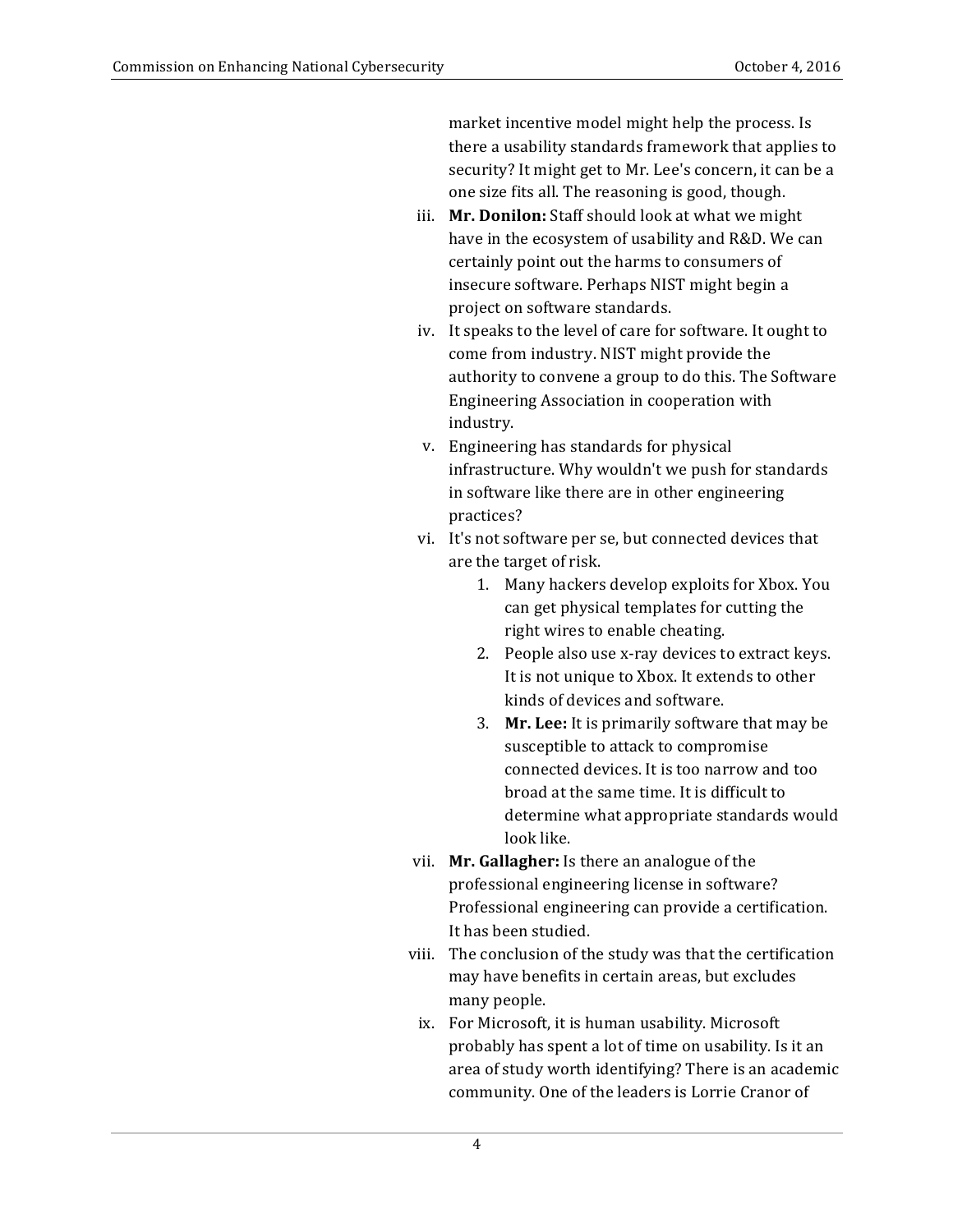market incentive model might help the process. Is there a usability standards framework that applies to security? It might get to Mr. Lee's concern, it can be a one size fits all. The reasoning is good, though.

iii. **Mr. Donilon:** Staff should look at what we might have in the ecosystem of usability and R&D. We can certainly point out the harms to consumers of insecure software. Perhaps NIST might begin a project on software standards.

iv. It speaks to the level of care for software. It ought to come from industry. NIST might provide the authority to convene a group to do this. The Software Engineering Association in cooperation with industry.

v. Engineering has standards for physical infrastructure. Why wouldn't we push for standards in software like there are in other engineering practices?

vi. It's not software per se, but connected devices that are the target of risk.

   1. Many hackers develop exploits for Xbox. You can get physical templates for cutting the right wires to enable cheating.
   2. People also use x-ray devices to extract keys. It is not unique to Xbox. It extends to other kinds of devices and software.
   3. **Mr. Lee:** It is primarily software that may be susceptible to attack to compromise connected devices. It is too narrow and too broad at the same time. It is difficult to determine what appropriate standards would look like.

vii. **Mr. Gallagher:** Is there an analogue of the professional engineering license in software? Professional engineering can provide a certification. It has been studied.

viii. The conclusion of the study was that the certification may have benefits in certain areas, but excludes many people.

ix. For Microsoft, it is human usability. Microsoft probably has spent a lot of time on usability. Is it an area of study worth identifying? There is an academic community. One of the leaders is Lorrie Cranor of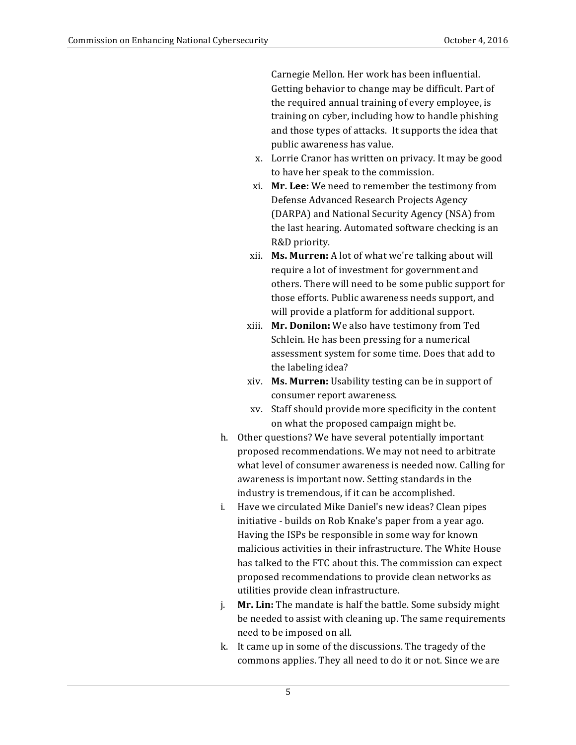Carnegie Mellon. Her work has been influential. Getting behavior to change may be difficult. Part of the required annual training of every employee, is training on cyber, including how to handle phishing and those types of attacks. It supports the idea that public awareness has value.

x. Lorrie Cranor has written on privacy. It may be good to have her speak to the commission.

xi. **Mr. Lee:** We need to remember the testimony from Defense Advanced Research Projects Agency (DARPA) and National Security Agency (NSA) from the last hearing. Automated software checking is an R&D priority.

xii. **Ms. Murren:** A lot of what we're talking about will require a lot of investment for government and others. There will need to be some public support for those efforts. Public awareness needs support, and will provide a platform for additional support.

xiii. **Mr. Donilon:** We also have testimony from Ted Schlein. He has been pressing for a numerical assessment system for some time. Does that add to the labeling idea?

xiv. **Ms. Murren:** Usability testing can be in support of consumer report awareness.

xv. Staff should provide more specificity in the content on what the proposed campaign might be.

h. Other questions? We have several potentially important proposed recommendations. We may not need to arbitrate what level of consumer awareness is needed now. Calling for awareness is important now. Setting standards in the industry is tremendous, if it can be accomplished.

i. Have we circulated Mike Daniel's new ideas? Clean pipes initiative - builds on Rob Knake's paper from a year ago. Having the ISPs be responsible in some way for known malicious activities in their infrastructure. The White House has talked to the FTC about this. The commission can expect proposed recommendations to provide clean networks as utilities provide clean infrastructure.

j. **Mr. Lin:** The mandate is half the battle. Some subsidy might be needed to assist with cleaning up. The same requirements need to be imposed on all.

k. It came up in some of the discussions. The tragedy of the commons applies. They all need to do it or not. Since we are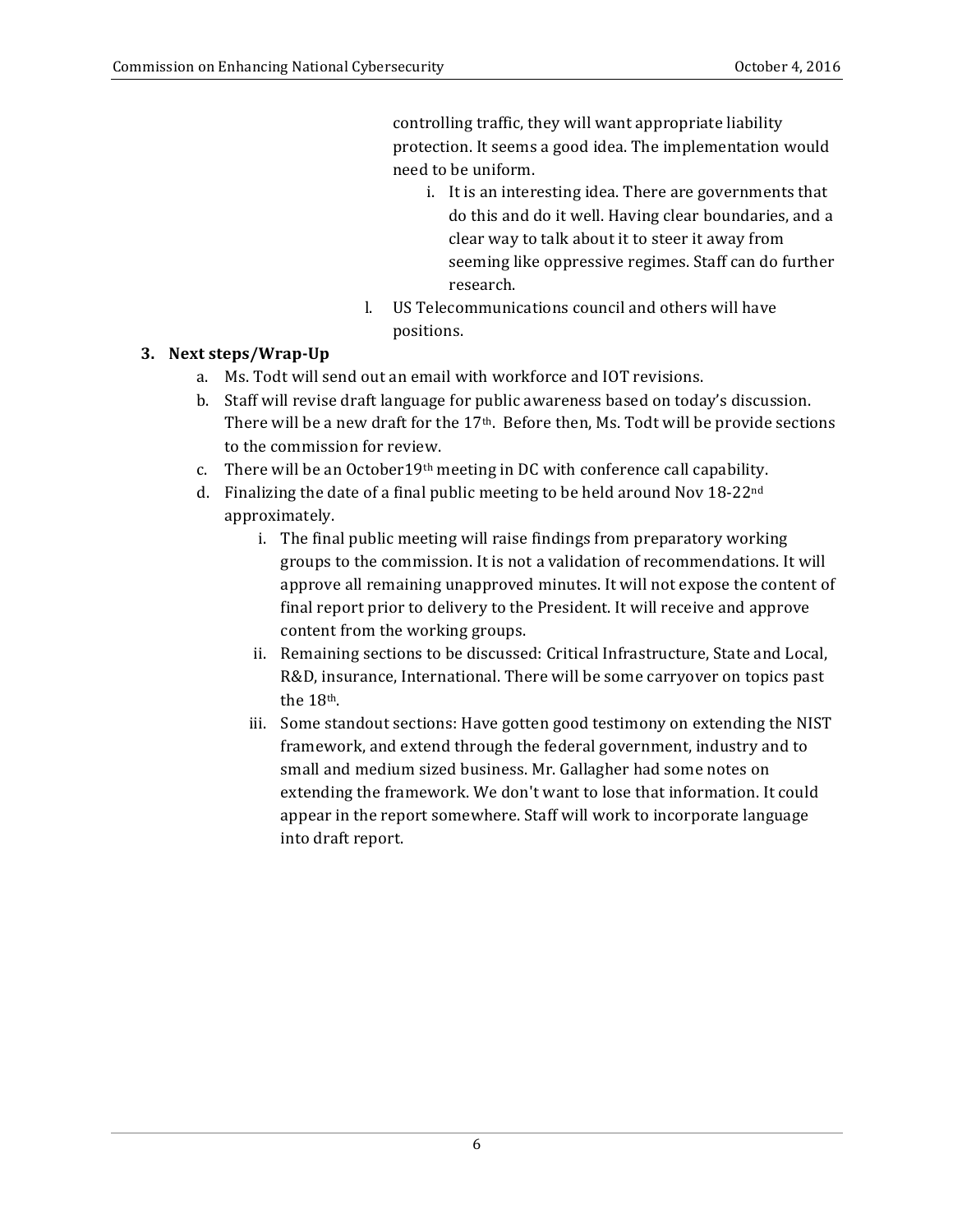controlling traffic, they will want appropriate liability protection. It seems a good idea. The implementation would need to be uniform.

   i. It is an interesting idea. There are governments that do this and do it well. Having clear boundaries, and a clear way to talk about it to steer it away from seeming like oppressive regimes. Staff can do further research.

l. US Telecommunications council and others will have positions.

**3. Next steps/Wrap-Up**

a. Ms. Todt will send out an email with workforce and IOT revisions.

b. Staff will revise draft language for public awareness based on today's discussion. There will be a new draft for the 17th. Before then, Ms. Todt will be provide sections to the commission for review.

c. There will be an October19th meeting in DC with conference call capability.

d. Finalizing the date of a final public meeting to be held around Nov 18-22nd approximately.

   i. The final public meeting will raise findings from preparatory working groups to the commission. It is not a validation of recommendations. It will approve all remaining unapproved minutes. It will not expose the content of final report prior to delivery to the President. It will receive and approve content from the working groups.

   ii. Remaining sections to be discussed: Critical Infrastructure, State and Local, R&D, insurance, International. There will be some carryover on topics past the 18th.

   iii. Some standout sections: Have gotten good testimony on extending the NIST framework, and extend through the federal government, industry and to small and medium sized business. Mr. Gallagher had some notes on extending the framework. We don't want to lose that information. It could appear in the report somewhere. Staff will work to incorporate language into draft report.